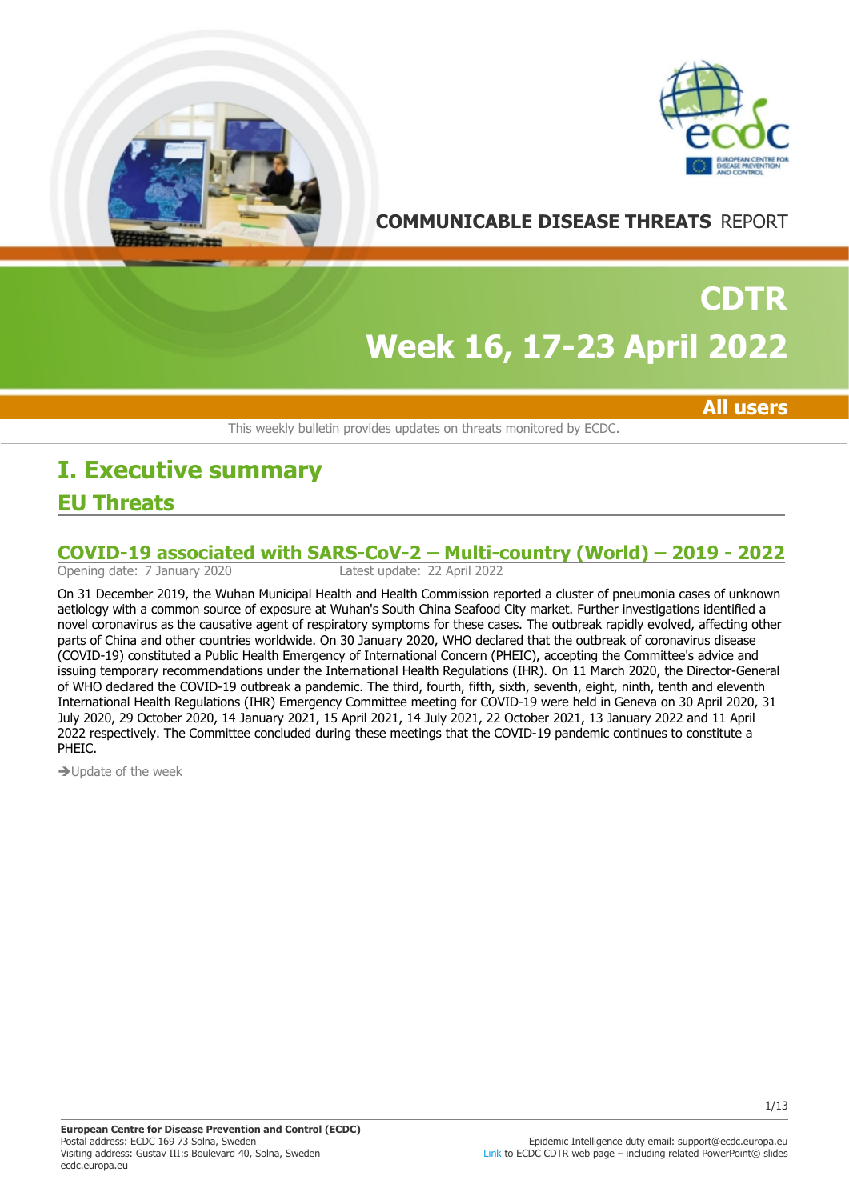COMMUNICABLE DISEASE THREATS REPORT

# CDTR

# Week 16, 17-23 April 2022

**All users**

This weekly bulletin provides updates on threats monitored by ECDC.

# I. Executive summary

## EU Threats

### COVID-19 associated with SARS-CoV-2 – Multi-country (World) – 2019 - 2022

Opening date: 7 January 2020 Latest update: 22 April 2022

On 31 December 2019, the Wuhan Municipal Health and Health Commission reported a cluster of pneumonia cases of unknown aetiology with a common source of exposure at Wuhan's South China Seafood City market. Further investigations identified a novel coronavirus as the causative agent of respiratory symptoms for these cases. The outbreak rapidly evolved, affecting other parts of China and other countries worldwide. On 30 January 2020, WHO declared that the outbreak of coronavirus disease (COVID-19) constituted a Public Health Emergency of International Concern (PHEIC), accepting the Committee's advice and issuing temporary recommendations under the International Health Regulations (IHR). On 11 March 2020, the Director-General of WHO declared the COVID-19 outbreak a pandemic. The third, fourth, fifth, sixth, seventh, eight, ninth, tenth and eleventh International Health Regulations (IHR) Emergency Committee meeting for COVID-19 were held in Geneva on 30 April 2020, 31 July 2020, 29 October 2020, 14 January 2021, 15 April 2021, 14 July 2021, 22 October 2021, 13 January 2022 and 11 April 2022 respectively. The Committee concluded during these meetings that the COVID-19 pandemic continues to constitute a PHEIC.

➔Update of the week

**European Centre for Disease Prevention and Control (ECDC)**
Postal address: ECDC 169 73 Solna, Sweden
Visiting address: Gustav III:s Boulevard 40, Solna, Sweden
ecdc.europa.eu

Epidemic Intelligence duty email: support@ecdc.europa.eu
Link to ECDC CDTR web page – including related PowerPoint© slides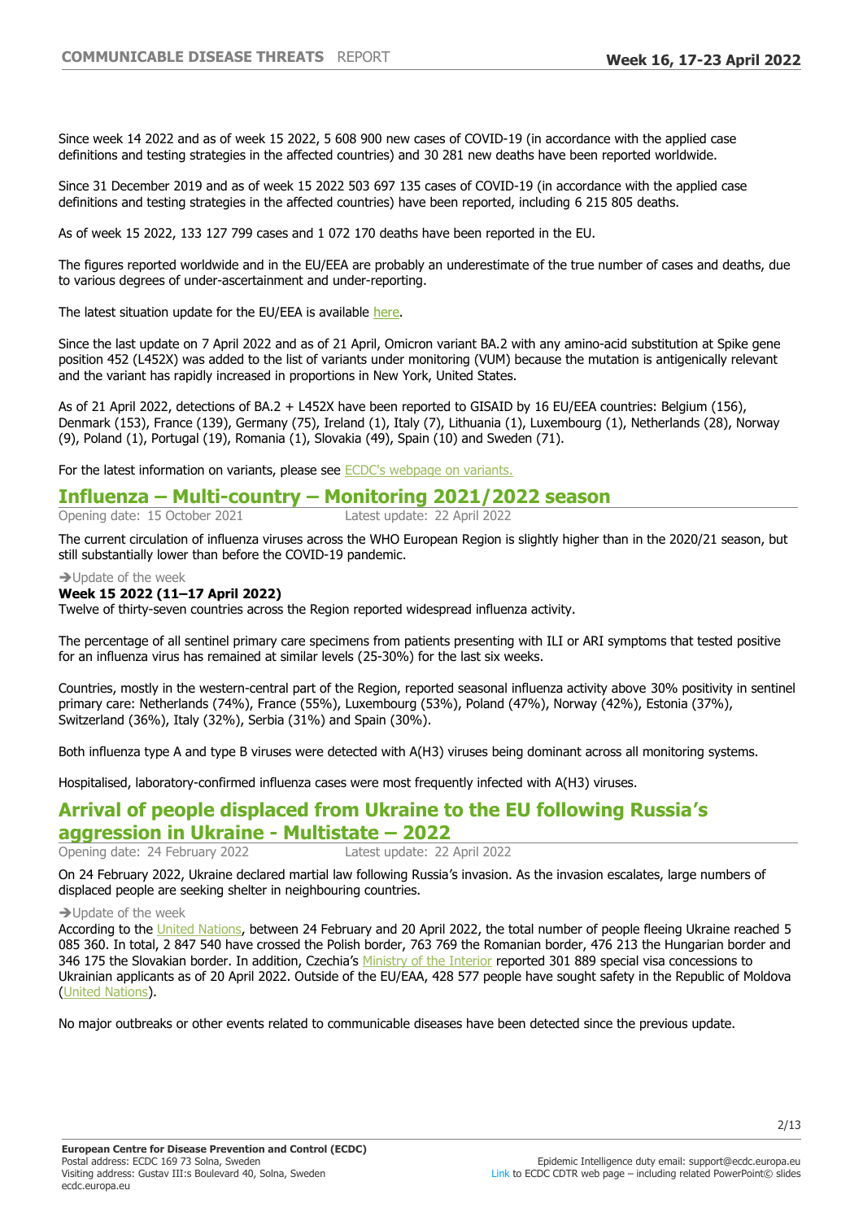Since week 14 2022 and as of week 15 2022, 5 608 900 new cases of COVID-19 (in accordance with the applied case definitions and testing strategies in the affected countries) and 30 281 new deaths have been reported worldwide.

Since 31 December 2019 and as of week 15 2022 503 697 135 cases of COVID-19 (in accordance with the applied case definitions and testing strategies in the affected countries) have been reported, including 6 215 805 deaths.

As of week 15 2022, 133 127 799 cases and 1 072 170 deaths have been reported in the EU.

The figures reported worldwide and in the EU/EEA are probably an underestimate of the true number of cases and deaths, due to various degrees of under-ascertainment and under-reporting.

The latest situation update for the EU/EEA is available here.

Since the last update on 7 April 2022 and as of 21 April, Omicron variant BA.2 with any amino-acid substitution at Spike gene position 452 (L452X) was added to the list of variants under monitoring (VUM) because the mutation is antigenically relevant and the variant has rapidly increased in proportions in New York, United States.

As of 21 April 2022, detections of BA.2 + L452X have been reported to GISAID by 16 EU/EEA countries: Belgium (156), Denmark (153), France (139), Germany (75), Ireland (1), Italy (7), Lithuania (1), Luxembourg (1), Netherlands (28), Norway (9), Poland (1), Portugal (19), Romania (1), Slovakia (49), Spain (10) and Sweden (71).

For the latest information on variants, please see ECDC's webpage on variants.

## Influenza – Multi-country – Monitoring 2021/2022 season

Opening date: 15 October 2021 Latest update: 22 April 2022

The current circulation of influenza viruses across the WHO European Region is slightly higher than in the 2020/21 season, but still substantially lower than before the COVID-19 pandemic.

→Update of the week

**Week 15 2022 (11–17 April 2022)**

Twelve of thirty-seven countries across the Region reported widespread influenza activity.

The percentage of all sentinel primary care specimens from patients presenting with ILI or ARI symptoms that tested positive for an influenza virus has remained at similar levels (25-30%) for the last six weeks.

Countries, mostly in the western-central part of the Region, reported seasonal influenza activity above 30% positivity in sentinel primary care: Netherlands (74%), France (55%), Luxembourg (53%), Poland (47%), Norway (42%), Estonia (37%), Switzerland (36%), Italy (32%), Serbia (31%) and Spain (30%).

Both influenza type A and type B viruses were detected with A(H3) viruses being dominant across all monitoring systems.

Hospitalised, laboratory-confirmed influenza cases were most frequently infected with A(H3) viruses.

## Arrival of people displaced from Ukraine to the EU following Russia's aggression in Ukraine - Multistate – 2022

Opening date: 24 February 2022 Latest update: 22 April 2022

On 24 February 2022, Ukraine declared martial law following Russia's invasion. As the invasion escalates, large numbers of displaced people are seeking shelter in neighbouring countries.

→Update of the week

According to the United Nations, between 24 February and 20 April 2022, the total number of people fleeing Ukraine reached 5 085 360. In total, 2 847 540 have crossed the Polish border, 763 769 the Romanian border, 476 213 the Hungarian border and 346 175 the Slovakian border. In addition, Czechia's Ministry of the Interior reported 301 889 special visa concessions to Ukrainian applicants as of 20 April 2022. Outside of the EU/EAA, 428 577 people have sought safety in the Republic of Moldova (United Nations).

No major outbreaks or other events related to communicable diseases have been detected since the previous update.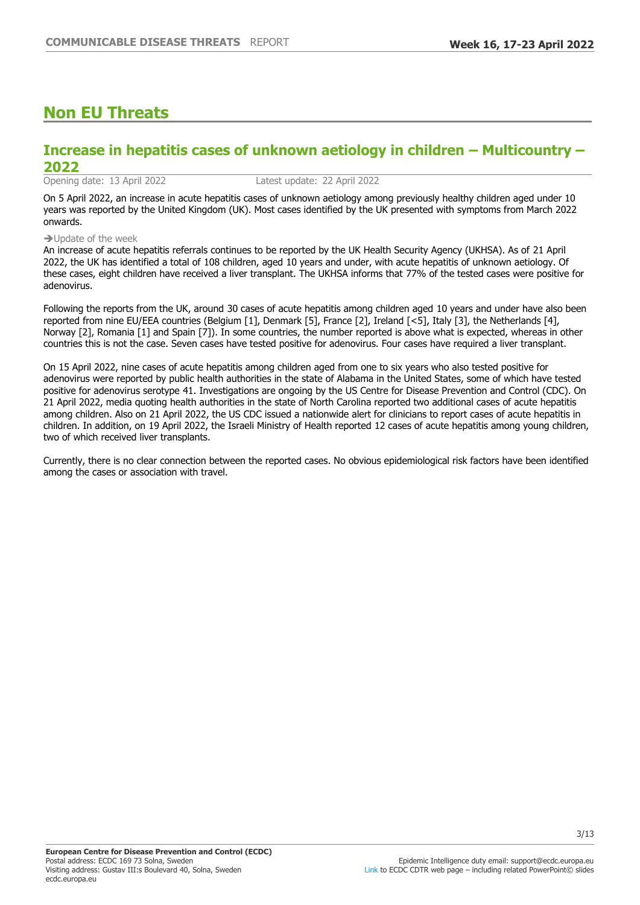# Non EU Threats

## Increase in hepatitis cases of unknown aetiology in children – Multicountry – 2022

Opening date: 13 April 2022 Latest update: 22 April 2022

On 5 April 2022, an increase in acute hepatitis cases of unknown aetiology among previously healthy children aged under 10 years was reported by the United Kingdom (UK). Most cases identified by the UK presented with symptoms from March 2022 onwards.

➔Update of the week

An increase of acute hepatitis referrals continues to be reported by the UK Health Security Agency (UKHSA). As of 21 April 2022, the UK has identified a total of 108 children, aged 10 years and under, with acute hepatitis of unknown aetiology. Of these cases, eight children have received a liver transplant. The UKHSA informs that 77% of the tested cases were positive for adenovirus.

Following the reports from the UK, around 30 cases of acute hepatitis among children aged 10 years and under have also been reported from nine EU/EEA countries (Belgium [1], Denmark [5], France [2], Ireland [<5], Italy [3], the Netherlands [4], Norway [2], Romania [1] and Spain [7]). In some countries, the number reported is above what is expected, whereas in other countries this is not the case. Seven cases have tested positive for adenovirus. Four cases have required a liver transplant.

On 15 April 2022, nine cases of acute hepatitis among children aged from one to six years who also tested positive for adenovirus were reported by public health authorities in the state of Alabama in the United States, some of which have tested positive for adenovirus serotype 41. Investigations are ongoing by the US Centre for Disease Prevention and Control (CDC). On 21 April 2022, media quoting health authorities in the state of North Carolina reported two additional cases of acute hepatitis among children. Also on 21 April 2022, the US CDC issued a nationwide alert for clinicians to report cases of acute hepatitis in children. In addition, on 19 April 2022, the Israeli Ministry of Health reported 12 cases of acute hepatitis among young children, two of which received liver transplants.

Currently, there is no clear connection between the reported cases. No obvious epidemiological risk factors have been identified among the cases or association with travel.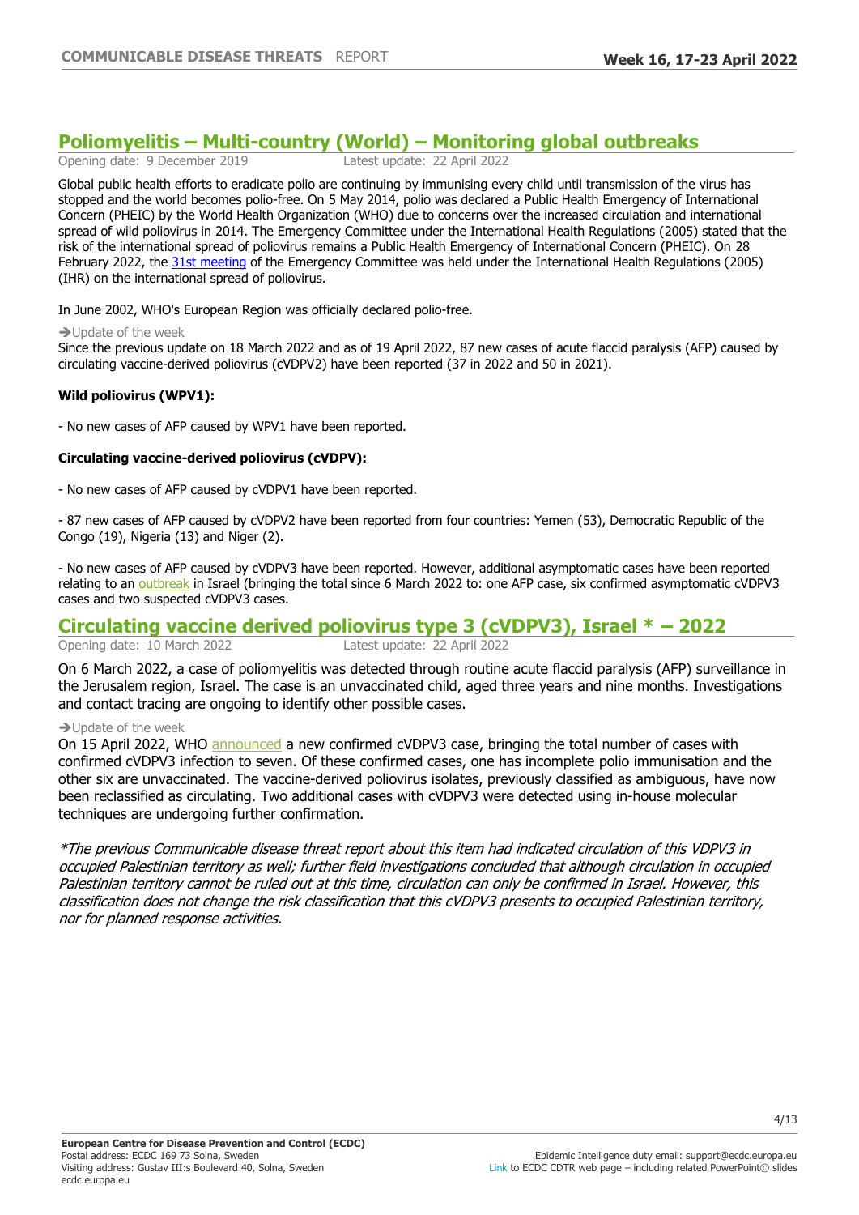## Poliomyelitis – Multi-country (World) – Monitoring global outbreaks

Opening date: 9 December 2019 Latest update: 22 April 2022

Global public health efforts to eradicate polio are continuing by immunising every child until transmission of the virus has stopped and the world becomes polio-free. On 5 May 2014, polio was declared a Public Health Emergency of International Concern (PHEIC) by the World Health Organization (WHO) due to concerns over the increased circulation and international spread of wild poliovirus in 2014. The Emergency Committee under the International Health Regulations (2005) stated that the risk of the international spread of poliovirus remains a Public Health Emergency of International Concern (PHEIC). On 28 February 2022, the 31st meeting of the Emergency Committee was held under the International Health Regulations (2005) (IHR) on the international spread of poliovirus.

In June 2002, WHO's European Region was officially declared polio-free.

➔Update of the week

Since the previous update on 18 March 2022 and as of 19 April 2022, 87 new cases of acute flaccid paralysis (AFP) caused by circulating vaccine-derived poliovirus (cVDPV2) have been reported (37 in 2022 and 50 in 2021).

**Wild poliovirus (WPV1):**

- No new cases of AFP caused by WPV1 have been reported.

**Circulating vaccine-derived poliovirus (cVDPV):**

- No new cases of AFP caused by cVDPV1 have been reported.

- 87 new cases of AFP caused by cVDPV2 have been reported from four countries: Yemen (53), Democratic Republic of the Congo (19), Nigeria (13) and Niger (2).

- No new cases of AFP caused by cVDPV3 have been reported. However, additional asymptomatic cases have been reported relating to an outbreak in Israel (bringing the total since 6 March 2022 to: one AFP case, six confirmed asymptomatic cVDPV3 cases and two suspected cVDPV3 cases.

## Circulating vaccine derived poliovirus type 3 (cVDPV3), Israel * – 2022

Opening date: 10 March 2022 Latest update: 22 April 2022

On 6 March 2022, a case of poliomyelitis was detected through routine acute flaccid paralysis (AFP) surveillance in the Jerusalem region, Israel. The case is an unvaccinated child, aged three years and nine months. Investigations and contact tracing are ongoing to identify other possible cases.

➔Update of the week

On 15 April 2022, WHO announced a new confirmed cVDPV3 case, bringing the total number of cases with confirmed cVDPV3 infection to seven. Of these confirmed cases, one has incomplete polio immunisation and the other six are unvaccinated. The vaccine-derived poliovirus isolates, previously classified as ambiguous, have now been reclassified as circulating. Two additional cases with cVDPV3 were detected using in-house molecular techniques are undergoing further confirmation.

*\*The previous Communicable disease threat report about this item had indicated circulation of this VDPV3 in occupied Palestinian territory as well; further field investigations concluded that although circulation in occupied Palestinian territory cannot be ruled out at this time, circulation can only be confirmed in Israel. However, this classification does not change the risk classification that this cVDPV3 presents to occupied Palestinian territory, nor for planned response activities.*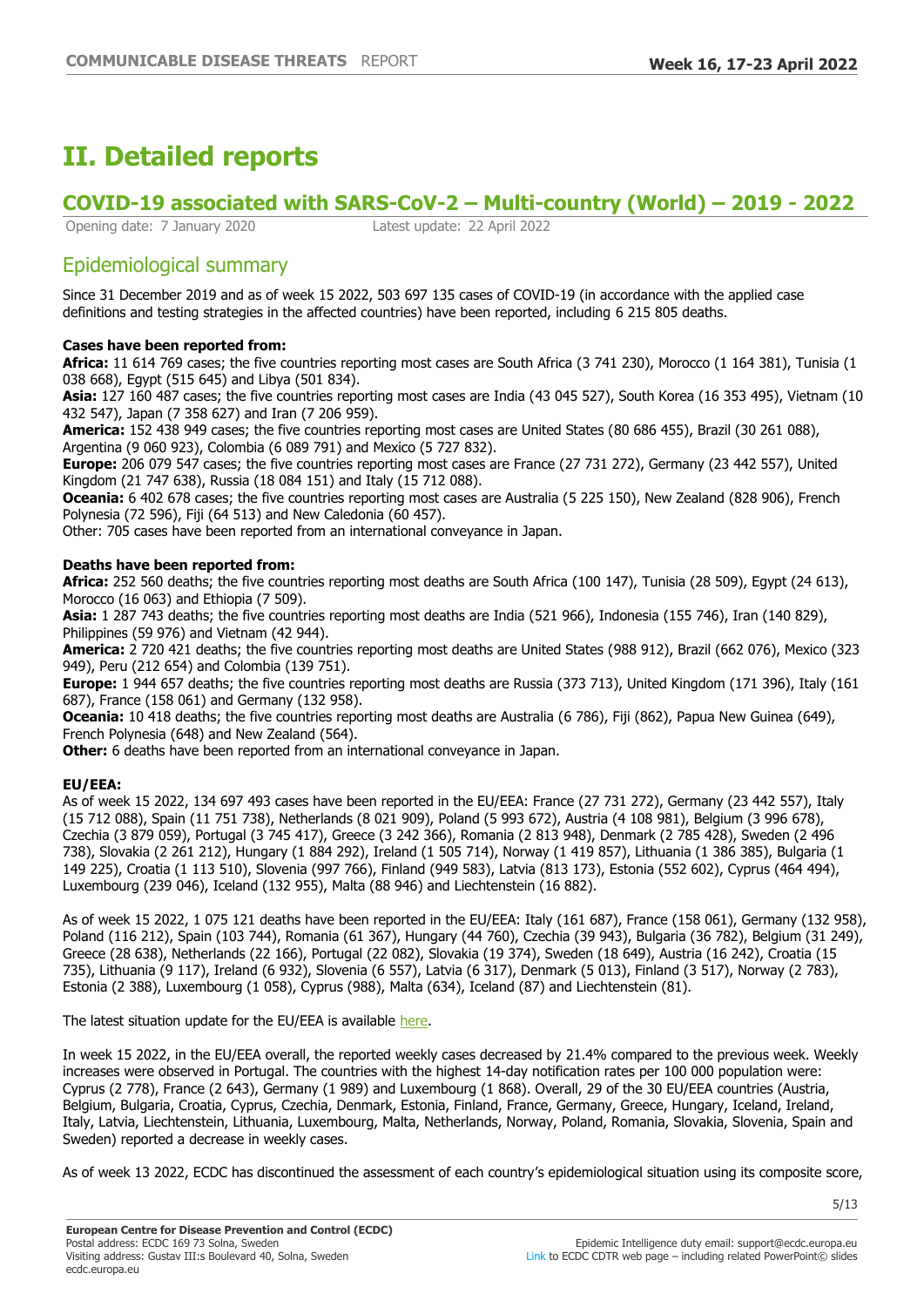# II. Detailed reports

## COVID-19 associated with SARS-CoV-2 – Multi-country (World) – 2019 - 2022

Opening date: 7 January 2020 Latest update: 22 April 2022

### Epidemiological summary

Since 31 December 2019 and as of week 15 2022, 503 697 135 cases of COVID-19 (in accordance with the applied case definitions and testing strategies in the affected countries) have been reported, including 6 215 805 deaths.

**Cases have been reported from:**

**Africa:** 11 614 769 cases; the five countries reporting most cases are South Africa (3 741 230), Morocco (1 164 381), Tunisia (1 038 668), Egypt (515 645) and Libya (501 834).

**Asia:** 127 160 487 cases; the five countries reporting most cases are India (43 045 527), South Korea (16 353 495), Vietnam (10 432 547), Japan (7 358 627) and Iran (7 206 959).

**America:** 152 438 949 cases; the five countries reporting most cases are United States (80 686 455), Brazil (30 261 088), Argentina (9 060 923), Colombia (6 089 791) and Mexico (5 727 832).

**Europe:** 206 079 547 cases; the five countries reporting most cases are France (27 731 272), Germany (23 442 557), United Kingdom (21 747 638), Russia (18 084 151) and Italy (15 712 088).

**Oceania:** 6 402 678 cases; the five countries reporting most cases are Australia (5 225 150), New Zealand (828 906), French Polynesia (72 596), Fiji (64 513) and New Caledonia (60 457).

Other: 705 cases have been reported from an international conveyance in Japan.

**Deaths have been reported from:**

**Africa:** 252 560 deaths; the five countries reporting most deaths are South Africa (100 147), Tunisia (28 509), Egypt (24 613), Morocco (16 063) and Ethiopia (7 509).

**Asia:** 1 287 743 deaths; the five countries reporting most deaths are India (521 966), Indonesia (155 746), Iran (140 829), Philippines (59 976) and Vietnam (42 944).

**America:** 2 720 421 deaths; the five countries reporting most deaths are United States (988 912), Brazil (662 076), Mexico (323 949), Peru (212 654) and Colombia (139 751).

**Europe:** 1 944 657 deaths; the five countries reporting most deaths are Russia (373 713), United Kingdom (171 396), Italy (161 687), France (158 061) and Germany (132 958).

**Oceania:** 10 418 deaths; the five countries reporting most deaths are Australia (6 786), Fiji (862), Papua New Guinea (649), French Polynesia (648) and New Zealand (564).

**Other:** 6 deaths have been reported from an international conveyance in Japan.

**EU/EEA:**

As of week 15 2022, 134 697 493 cases have been reported in the EU/EEA: France (27 731 272), Germany (23 442 557), Italy (15 712 088), Spain (11 751 738), Netherlands (8 021 909), Poland (5 993 672), Austria (4 108 981), Belgium (3 996 678), Czechia (3 879 059), Portugal (3 745 417), Greece (3 242 366), Romania (2 813 948), Denmark (2 785 428), Sweden (2 496 738), Slovakia (2 261 212), Hungary (1 884 292), Ireland (1 505 714), Norway (1 419 857), Lithuania (1 386 385), Bulgaria (1 149 225), Croatia (1 113 510), Slovenia (997 766), Finland (949 583), Latvia (813 173), Estonia (552 602), Cyprus (464 494), Luxembourg (239 046), Iceland (132 955), Malta (88 946) and Liechtenstein (16 882).

As of week 15 2022, 1 075 121 deaths have been reported in the EU/EEA: Italy (161 687), France (158 061), Germany (132 958), Poland (116 212), Spain (103 744), Romania (61 367), Hungary (44 760), Czechia (39 943), Bulgaria (36 782), Belgium (31 249), Greece (28 638), Netherlands (22 166), Portugal (22 082), Slovakia (19 374), Sweden (18 649), Austria (16 242), Croatia (15 735), Lithuania (9 117), Ireland (6 932), Slovenia (6 557), Latvia (6 317), Denmark (5 013), Finland (3 517), Norway (2 783), Estonia (2 388), Luxembourg (1 058), Cyprus (988), Malta (634), Iceland (87) and Liechtenstein (81).

The latest situation update for the EU/EEA is available here.

In week 15 2022, in the EU/EEA overall, the reported weekly cases decreased by 21.4% compared to the previous week. Weekly increases were observed in Portugal. The countries with the highest 14-day notification rates per 100 000 population were: Cyprus (2 778), France (2 643), Germany (1 989) and Luxembourg (1 868). Overall, 29 of the 30 EU/EEA countries (Austria, Belgium, Bulgaria, Croatia, Cyprus, Czechia, Denmark, Estonia, Finland, France, Germany, Greece, Hungary, Iceland, Ireland, Italy, Latvia, Liechtenstein, Lithuania, Luxembourg, Malta, Netherlands, Norway, Poland, Romania, Slovakia, Slovenia, Spain and Sweden) reported a decrease in weekly cases.

As of week 13 2022, ECDC has discontinued the assessment of each country's epidemiological situation using its composite score,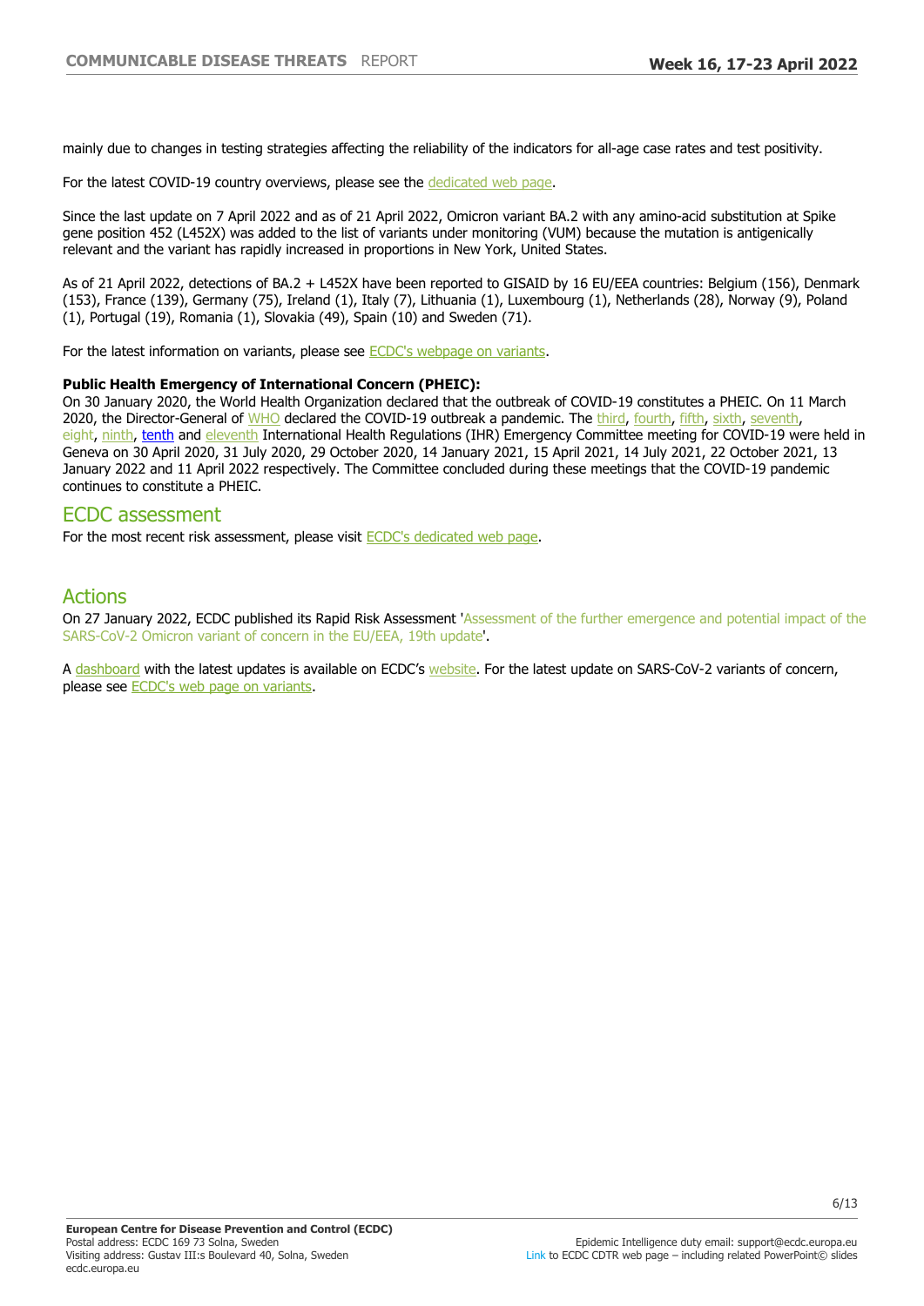mainly due to changes in testing strategies affecting the reliability of the indicators for all-age case rates and test positivity.

For the latest COVID-19 country overviews, please see the dedicated web page.

Since the last update on 7 April 2022 and as of 21 April 2022, Omicron variant BA.2 with any amino-acid substitution at Spike gene position 452 (L452X) was added to the list of variants under monitoring (VUM) because the mutation is antigenically relevant and the variant has rapidly increased in proportions in New York, United States.

As of 21 April 2022, detections of BA.2 + L452X have been reported to GISAID by 16 EU/EEA countries: Belgium (156), Denmark (153), France (139), Germany (75), Ireland (1), Italy (7), Lithuania (1), Luxembourg (1), Netherlands (28), Norway (9), Poland (1), Portugal (19), Romania (1), Slovakia (49), Spain (10) and Sweden (71).

For the latest information on variants, please see ECDC's webpage on variants.

**Public Health Emergency of International Concern (PHEIC):**
On 30 January 2020, the World Health Organization declared that the outbreak of COVID-19 constitutes a PHEIC. On 11 March 2020, the Director-General of WHO declared the COVID-19 outbreak a pandemic. The third, fourth, fifth, sixth, seventh, eight, ninth, tenth and eleventh International Health Regulations (IHR) Emergency Committee meeting for COVID-19 were held in Geneva on 30 April 2020, 31 July 2020, 29 October 2020, 14 January 2021, 15 April 2021, 14 July 2021, 22 October 2021, 13 January 2022 and 11 April 2022 respectively. The Committee concluded during these meetings that the COVID-19 pandemic continues to constitute a PHEIC.

## ECDC assessment

For the most recent risk assessment, please visit ECDC's dedicated web page.

## Actions

On 27 January 2022, ECDC published its Rapid Risk Assessment 'Assessment of the further emergence and potential impact of the SARS-CoV-2 Omicron variant of concern in the EU/EEA, 19th update'.

A dashboard with the latest updates is available on ECDC's website. For the latest update on SARS-CoV-2 variants of concern, please see ECDC's web page on variants.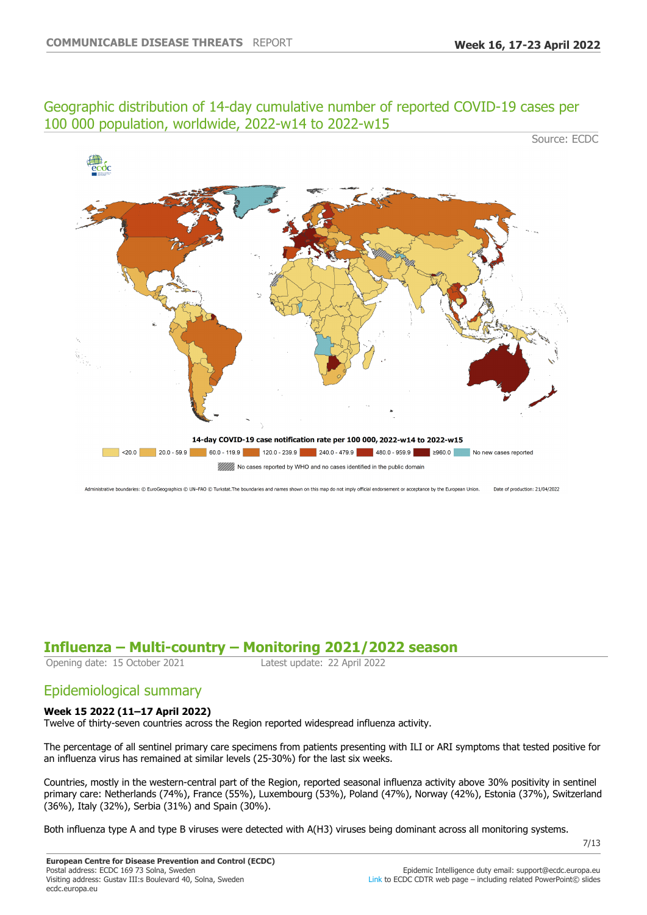## Geographic distribution of 14-day cumulative number of reported COVID-19 cases per 100 000 population, worldwide, 2022-w14 to 2022-w15

Source: ECDC

# Influenza – Multi-country – Monitoring 2021/2022 season

Opening date: 15 October 2021 Latest update: 22 April 2022

## Epidemiological summary

**Week 15 2022 (11–17 April 2022)**

Twelve of thirty-seven countries across the Region reported widespread influenza activity.

The percentage of all sentinel primary care specimens from patients presenting with ILI or ARI symptoms that tested positive for an influenza virus has remained at similar levels (25-30%) for the last six weeks.

Countries, mostly in the western-central part of the Region, reported seasonal influenza activity above 30% positivity in sentinel primary care: Netherlands (74%), France (55%), Luxembourg (53%), Poland (47%), Norway (42%), Estonia (37%), Switzerland (36%), Italy (32%), Serbia (31%) and Spain (30%).

Both influenza type A and type B viruses were detected with A(H3) viruses being dominant across all monitoring systems.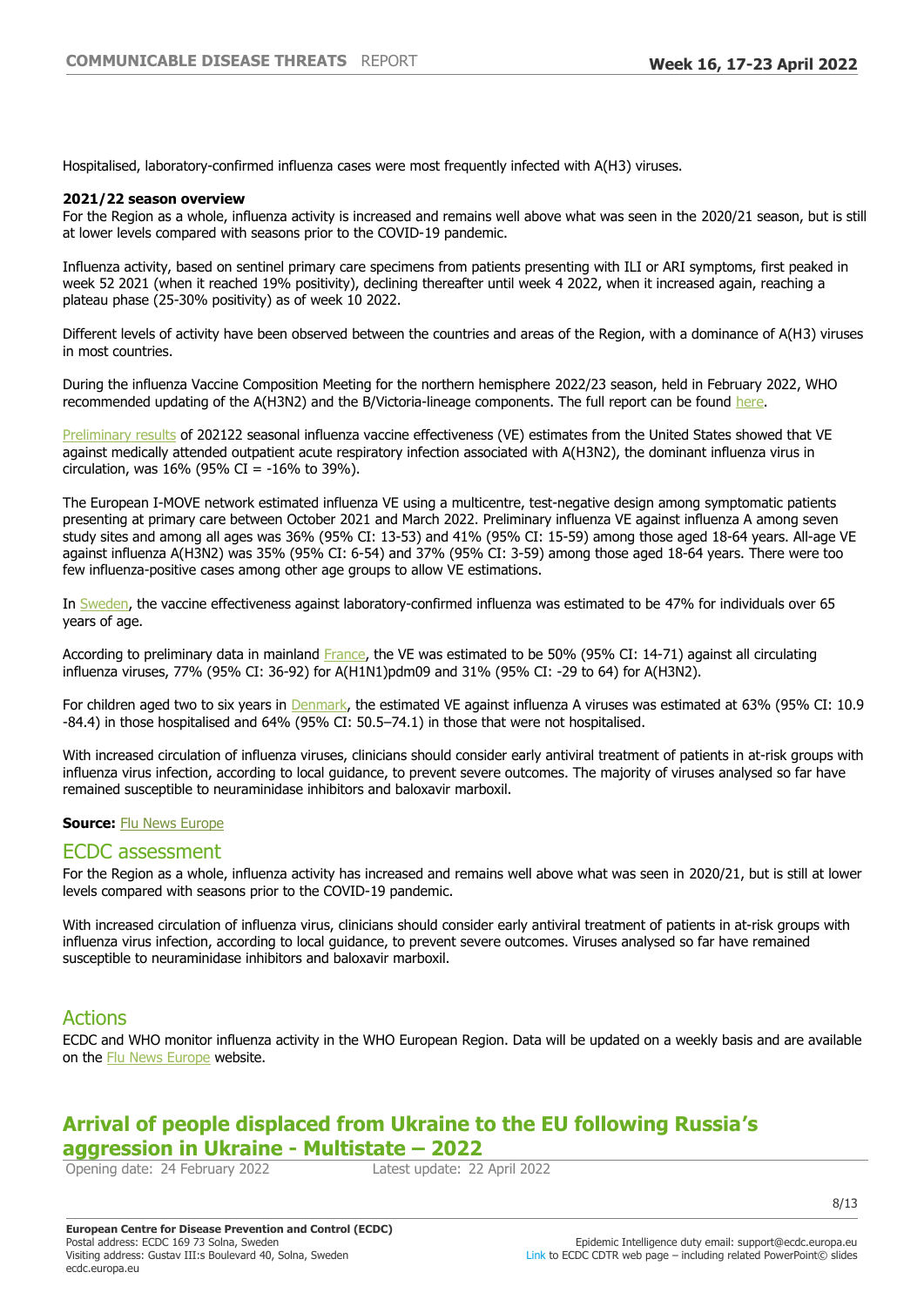Hospitalised, laboratory-confirmed influenza cases were most frequently infected with A(H3) viruses.

**2021/22 season overview**

For the Region as a whole, influenza activity is increased and remains well above what was seen in the 2020/21 season, but is still at lower levels compared with seasons prior to the COVID-19 pandemic.

Influenza activity, based on sentinel primary care specimens from patients presenting with ILI or ARI symptoms, first peaked in week 52 2021 (when it reached 19% positivity), declining thereafter until week 4 2022, when it increased again, reaching a plateau phase (25-30% positivity) as of week 10 2022.

Different levels of activity have been observed between the countries and areas of the Region, with a dominance of A(H3) viruses in most countries.

During the influenza Vaccine Composition Meeting for the northern hemisphere 2022/23 season, held in February 2022, WHO recommended updating of the A(H3N2) and the B/Victoria-lineage components. The full report can be found here.

Preliminary results of 202122 seasonal influenza vaccine effectiveness (VE) estimates from the United States showed that VE against medically attended outpatient acute respiratory infection associated with A(H3N2), the dominant influenza virus in circulation, was 16% (95% CI = -16% to 39%).

The European I-MOVE network estimated influenza VE using a multicentre, test-negative design among symptomatic patients presenting at primary care between October 2021 and March 2022. Preliminary influenza VE against influenza A among seven study sites and among all ages was 36% (95% CI: 13-53) and 41% (95% CI: 15-59) among those aged 18-64 years. All-age VE against influenza A(H3N2) was 35% (95% CI: 6-54) and 37% (95% CI: 3-59) among those aged 18-64 years. There were too few influenza-positive cases among other age groups to allow VE estimations.

In Sweden, the vaccine effectiveness against laboratory-confirmed influenza was estimated to be 47% for individuals over 65 years of age.

According to preliminary data in mainland France, the VE was estimated to be 50% (95% CI: 14-71) against all circulating influenza viruses, 77% (95% CI: 36-92) for A(H1N1)pdm09 and 31% (95% CI: -29 to 64) for A(H3N2).

For children aged two to six years in Denmark, the estimated VE against influenza A viruses was estimated at 63% (95% CI: 10.9 -84.4) in those hospitalised and 64% (95% CI: 50.5–74.1) in those that were not hospitalised.

With increased circulation of influenza viruses, clinicians should consider early antiviral treatment of patients in at-risk groups with influenza virus infection, according to local guidance, to prevent severe outcomes. The majority of viruses analysed so far have remained susceptible to neuraminidase inhibitors and baloxavir marboxil.

**Source:** Flu News Europe

## ECDC assessment

For the Region as a whole, influenza activity has increased and remains well above what was seen in 2020/21, but is still at lower levels compared with seasons prior to the COVID-19 pandemic.

With increased circulation of influenza virus, clinicians should consider early antiviral treatment of patients in at-risk groups with influenza virus infection, according to local guidance, to prevent severe outcomes. Viruses analysed so far have remained susceptible to neuraminidase inhibitors and baloxavir marboxil.

## Actions

ECDC and WHO monitor influenza activity in the WHO European Region. Data will be updated on a weekly basis and are available on the Flu News Europe website.

# Arrival of people displaced from Ukraine to the EU following Russia's aggression in Ukraine - Multistate – 2022

Opening date: 24 February 2022 Latest update: 22 April 2022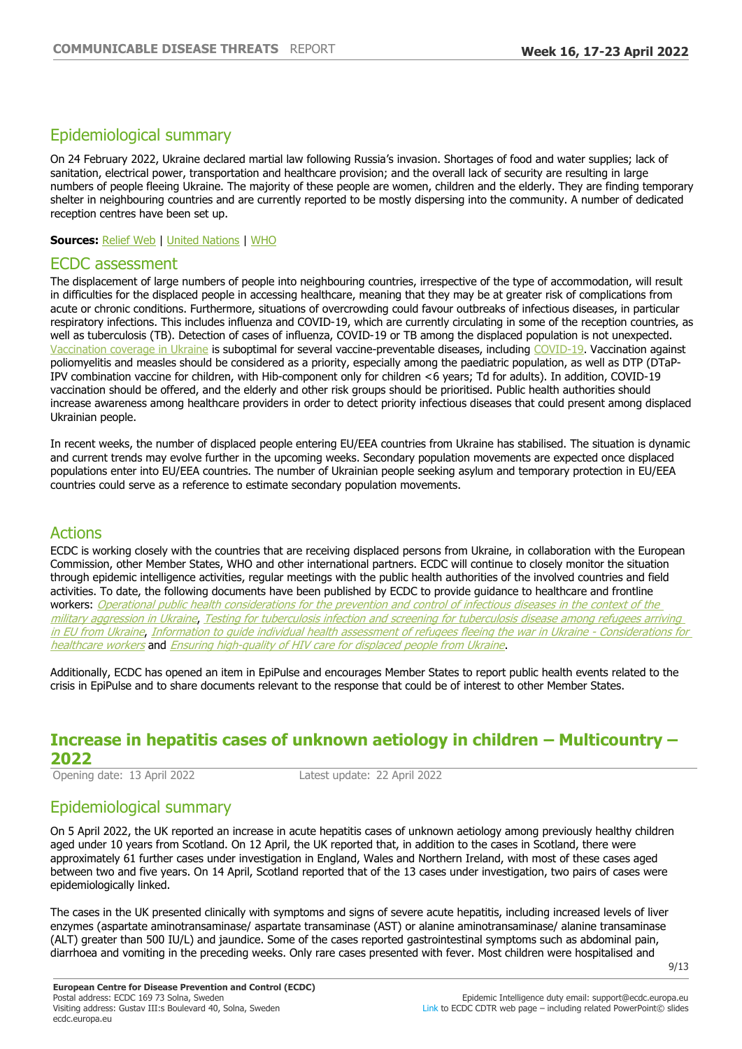## Epidemiological summary

On 24 February 2022, Ukraine declared martial law following Russia's invasion. Shortages of food and water supplies; lack of sanitation, electrical power, transportation and healthcare provision; and the overall lack of security are resulting in large numbers of people fleeing Ukraine. The majority of these people are women, children and the elderly. They are finding temporary shelter in neighbouring countries and are currently reported to be mostly dispersing into the community. A number of dedicated reception centres have been set up.

**Sources:** Relief Web | United Nations | WHO

## ECDC assessment

The displacement of large numbers of people into neighbouring countries, irrespective of the type of accommodation, will result in difficulties for the displaced people in accessing healthcare, meaning that they may be at greater risk of complications from acute or chronic conditions. Furthermore, situations of overcrowding could favour outbreaks of infectious diseases, in particular respiratory infections. This includes influenza and COVID-19, which are currently circulating in some of the reception countries, as well as tuberculosis (TB). Detection of cases of influenza, COVID-19 or TB among the displaced population is not unexpected. Vaccination coverage in Ukraine is suboptimal for several vaccine-preventable diseases, including COVID-19. Vaccination against poliomyelitis and measles should be considered as a priority, especially among the paediatric population, as well as DTP (DTaP-IPV combination vaccine for children, with Hib-component only for children <6 years; Td for adults). In addition, COVID-19 vaccination should be offered, and the elderly and other risk groups should be prioritised. Public health authorities should increase awareness among healthcare providers in order to detect priority infectious diseases that could present among displaced Ukrainian people.

In recent weeks, the number of displaced people entering EU/EEA countries from Ukraine has stabilised. The situation is dynamic and current trends may evolve further in the upcoming weeks. Secondary population movements are expected once displaced populations enter into EU/EEA countries. The number of Ukrainian people seeking asylum and temporary protection in EU/EEA countries could serve as a reference to estimate secondary population movements.

## Actions

ECDC is working closely with the countries that are receiving displaced persons from Ukraine, in collaboration with the European Commission, other Member States, WHO and other international partners. ECDC will continue to closely monitor the situation through epidemic intelligence activities, regular meetings with the public health authorities of the involved countries and field activities. To date, the following documents have been published by ECDC to provide guidance to healthcare and frontline workers: *Operational public health considerations for the prevention and control of infectious diseases in the context of the military aggression in Ukraine*, *Testing for tuberculosis infection and screening for tuberculosis disease among refugees arriving in EU from Ukraine*, *Information to guide individual health assessment of refugees fleeing the war in Ukraine - Considerations for healthcare workers* and *Ensuring high-quality of HIV care for displaced people from Ukraine*.

Additionally, ECDC has opened an item in EpiPulse and encourages Member States to report public health events related to the crisis in EpiPulse and to share documents relevant to the response that could be of interest to other Member States.

# Increase in hepatitis cases of unknown aetiology in children – Multicountry – 2022

Opening date: 13 April 2022 Latest update: 22 April 2022

## Epidemiological summary

On 5 April 2022, the UK reported an increase in acute hepatitis cases of unknown aetiology among previously healthy children aged under 10 years from Scotland. On 12 April, the UK reported that, in addition to the cases in Scotland, there were approximately 61 further cases under investigation in England, Wales and Northern Ireland, with most of these cases aged between two and five years. On 14 April, Scotland reported that of the 13 cases under investigation, two pairs of cases were epidemiologically linked.

The cases in the UK presented clinically with symptoms and signs of severe acute hepatitis, including increased levels of liver enzymes (aspartate aminotransaminase/ aspartate transaminase (AST) or alanine aminotransaminase/ alanine transaminase (ALT) greater than 500 IU/L) and jaundice. Some of the cases reported gastrointestinal symptoms such as abdominal pain, diarrhoea and vomiting in the preceding weeks. Only rare cases presented with fever. Most children were hospitalised and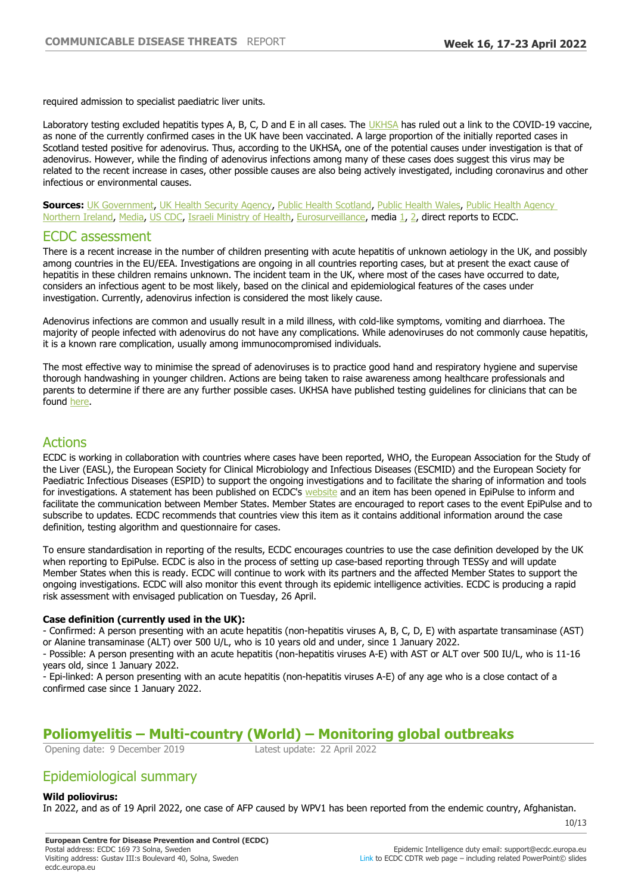required admission to specialist paediatric liver units.

Laboratory testing excluded hepatitis types A, B, C, D and E in all cases. The UKHSA has ruled out a link to the COVID-19 vaccine, as none of the currently confirmed cases in the UK have been vaccinated. A large proportion of the initially reported cases in Scotland tested positive for adenovirus. Thus, according to the UKHSA, one of the potential causes under investigation is that of adenovirus. However, while the finding of adenovirus infections among many of these cases does suggest this virus may be related to the recent increase in cases, other possible causes are also being actively investigated, including coronavirus and other infectious or environmental causes.

**Sources:** UK Government, UK Health Security Agency, Public Health Scotland, Public Health Wales, Public Health Agency Northern Ireland, Media, US CDC, Israeli Ministry of Health, Eurosurveillance, media 1, 2, direct reports to ECDC.

## ECDC assessment

There is a recent increase in the number of children presenting with acute hepatitis of unknown aetiology in the UK, and possibly among countries in the EU/EEA. Investigations are ongoing in all countries reporting cases, but at present the exact cause of hepatitis in these children remains unknown. The incident team in the UK, where most of the cases have occurred to date, considers an infectious agent to be most likely, based on the clinical and epidemiological features of the cases under investigation. Currently, adenovirus infection is considered the most likely cause.

Adenovirus infections are common and usually result in a mild illness, with cold-like symptoms, vomiting and diarrhoea. The majority of people infected with adenovirus do not have any complications. While adenoviruses do not commonly cause hepatitis, it is a known rare complication, usually among immunocompromised individuals.

The most effective way to minimise the spread of adenoviruses is to practice good hand and respiratory hygiene and supervise thorough handwashing in younger children. Actions are being taken to raise awareness among healthcare professionals and parents to determine if there are any further possible cases. UKHSA have published testing guidelines for clinicians that can be found here.

## Actions

ECDC is working in collaboration with countries where cases have been reported, WHO, the European Association for the Study of the Liver (EASL), the European Society for Clinical Microbiology and Infectious Diseases (ESCMID) and the European Society for Paediatric Infectious Diseases (ESPID) to support the ongoing investigations and to facilitate the sharing of information and tools for investigations. A statement has been published on ECDC's website and an item has been opened in EpiPulse to inform and facilitate the communication between Member States. Member States are encouraged to report cases to the event EpiPulse and to subscribe to updates. ECDC recommends that countries view this item as it contains additional information around the case definition, testing algorithm and questionnaire for cases.

To ensure standardisation in reporting of the results, ECDC encourages countries to use the case definition developed by the UK when reporting to EpiPulse. ECDC is also in the process of setting up case-based reporting through TESSy and will update Member States when this is ready. ECDC will continue to work with its partners and the affected Member States to support the ongoing investigations. ECDC will also monitor this event through its epidemic intelligence activities. ECDC is producing a rapid risk assessment with envisaged publication on Tuesday, 26 April.

**Case definition (currently used in the UK):**

- Confirmed: A person presenting with an acute hepatitis (non-hepatitis viruses A, B, C, D, E) with aspartate transaminase (AST) or Alanine transaminase (ALT) over 500 U/L, who is 10 years old and under, since 1 January 2022.
- Possible: A person presenting with an acute hepatitis (non-hepatitis viruses A-E) with AST or ALT over 500 IU/L, who is 11-16 years old, since 1 January 2022.
- Epi-linked: A person presenting with an acute hepatitis (non-hepatitis viruses A-E) of any age who is a close contact of a confirmed case since 1 January 2022.

# Poliomyelitis – Multi-country (World) – Monitoring global outbreaks

Opening date: 9 December 2019 Latest update: 22 April 2022

## Epidemiological summary

**Wild poliovirus:**

In 2022, and as of 19 April 2022, one case of AFP caused by WPV1 has been reported from the endemic country, Afghanistan.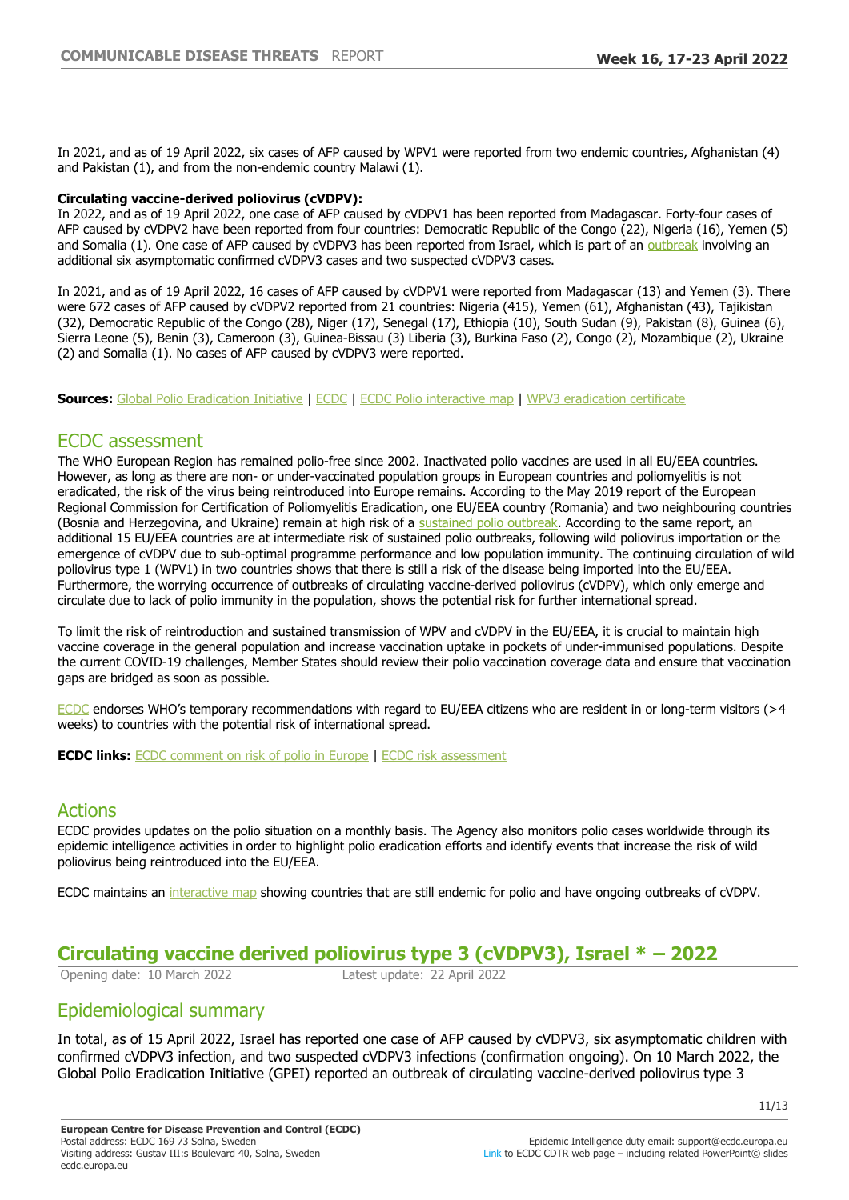In 2021, and as of 19 April 2022, six cases of AFP caused by WPV1 were reported from two endemic countries, Afghanistan (4) and Pakistan (1), and from the non-endemic country Malawi (1).

**Circulating vaccine-derived poliovirus (cVDPV):**
In 2022, and as of 19 April 2022, one case of AFP caused by cVDPV1 has been reported from Madagascar. Forty-four cases of AFP caused by cVDPV2 have been reported from four countries: Democratic Republic of the Congo (22), Nigeria (16), Yemen (5) and Somalia (1). One case of AFP caused by cVDPV3 has been reported from Israel, which is part of an outbreak involving an additional six asymptomatic confirmed cVDPV3 cases and two suspected cVDPV3 cases.

In 2021, and as of 19 April 2022, 16 cases of AFP caused by cVDPV1 were reported from Madagascar (13) and Yemen (3). There were 672 cases of AFP caused by cVDPV2 reported from 21 countries: Nigeria (415), Yemen (61), Afghanistan (43), Tajikistan (32), Democratic Republic of the Congo (28), Niger (17), Senegal (17), Ethiopia (10), South Sudan (9), Pakistan (8), Guinea (6), Sierra Leone (5), Benin (3), Cameroon (3), Guinea-Bissau (3) Liberia (3), Burkina Faso (2), Congo (2), Mozambique (2), Ukraine (2) and Somalia (1). No cases of AFP caused by cVDPV3 were reported.

**Sources:** Global Polio Eradication Initiative | ECDC | ECDC Polio interactive map | WPV3 eradication certificate

## ECDC assessment

The WHO European Region has remained polio-free since 2002. Inactivated polio vaccines are used in all EU/EEA countries. However, as long as there are non- or under-vaccinated population groups in European countries and poliomyelitis is not eradicated, the risk of the virus being reintroduced into Europe remains. According to the May 2019 report of the European Regional Commission for Certification of Poliomyelitis Eradication, one EU/EEA country (Romania) and two neighbouring countries (Bosnia and Herzegovina, and Ukraine) remain at high risk of a sustained polio outbreak. According to the same report, an additional 15 EU/EEA countries are at intermediate risk of sustained polio outbreaks, following wild poliovirus importation or the emergence of cVDPV due to sub-optimal programme performance and low population immunity. The continuing circulation of wild poliovirus type 1 (WPV1) in two countries shows that there is still a risk of the disease being imported into the EU/EEA. Furthermore, the worrying occurrence of outbreaks of circulating vaccine-derived poliovirus (cVDPV), which only emerge and circulate due to lack of polio immunity in the population, shows the potential risk for further international spread.

To limit the risk of reintroduction and sustained transmission of WPV and cVDPV in the EU/EEA, it is crucial to maintain high vaccine coverage in the general population and increase vaccination uptake in pockets of under-immunised populations. Despite the current COVID-19 challenges, Member States should review their polio vaccination coverage data and ensure that vaccination gaps are bridged as soon as possible.

ECDC endorses WHO's temporary recommendations with regard to EU/EEA citizens who are resident in or long-term visitors (>4 weeks) to countries with the potential risk of international spread.

**ECDC links:** ECDC comment on risk of polio in Europe | ECDC risk assessment

## Actions

ECDC provides updates on the polio situation on a monthly basis. The Agency also monitors polio cases worldwide through its epidemic intelligence activities in order to highlight polio eradication efforts and identify events that increase the risk of wild poliovirus being reintroduced into the EU/EEA.

ECDC maintains an interactive map showing countries that are still endemic for polio and have ongoing outbreaks of cVDPV.

# Circulating vaccine derived poliovirus type 3 (cVDPV3), Israel * – 2022

Opening date: 10 March 2022 Latest update: 22 April 2022

## Epidemiological summary

In total, as of 15 April 2022, Israel has reported one case of AFP caused by cVDPV3, six asymptomatic children with confirmed cVDPV3 infection, and two suspected cVDPV3 infections (confirmation ongoing). On 10 March 2022, the Global Polio Eradication Initiative (GPEI) reported an outbreak of circulating vaccine-derived poliovirus type 3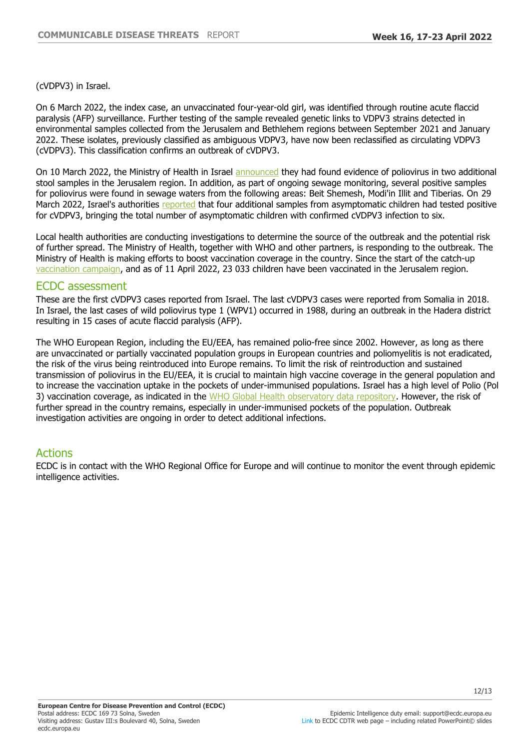(cVDPV3) in Israel.

On 6 March 2022, the index case, an unvaccinated four-year-old girl, was identified through routine acute flaccid paralysis (AFP) surveillance. Further testing of the sample revealed genetic links to VDPV3 strains detected in environmental samples collected from the Jerusalem and Bethlehem regions between September 2021 and January 2022. These isolates, previously classified as ambiguous VDPV3, have now been reclassified as circulating VDPV3 (cVDPV3). This classification confirms an outbreak of cVDPV3.

On 10 March 2022, the Ministry of Health in Israel announced they had found evidence of poliovirus in two additional stool samples in the Jerusalem region. In addition, as part of ongoing sewage monitoring, several positive samples for poliovirus were found in sewage waters from the following areas: Beit Shemesh, Modi'in Illit and Tiberias. On 29 March 2022, Israel's authorities reported that four additional samples from asymptomatic children had tested positive for cVDPV3, bringing the total number of asymptomatic children with confirmed cVDPV3 infection to six.

Local health authorities are conducting investigations to determine the source of the outbreak and the potential risk of further spread. The Ministry of Health, together with WHO and other partners, is responding to the outbreak. The Ministry of Health is making efforts to boost vaccination coverage in the country. Since the start of the catch-up vaccination campaign, and as of 11 April 2022, 23 033 children have been vaccinated in the Jerusalem region.

## ECDC assessment

These are the first cVDPV3 cases reported from Israel. The last cVDPV3 cases were reported from Somalia in 2018. In Israel, the last cases of wild poliovirus type 1 (WPV1) occurred in 1988, during an outbreak in the Hadera district resulting in 15 cases of acute flaccid paralysis (AFP).

The WHO European Region, including the EU/EEA, has remained polio-free since 2002. However, as long as there are unvaccinated or partially vaccinated population groups in European countries and poliomyelitis is not eradicated, the risk of the virus being reintroduced into Europe remains. To limit the risk of reintroduction and sustained transmission of poliovirus in the EU/EEA, it is crucial to maintain high vaccine coverage in the general population and to increase the vaccination uptake in the pockets of under-immunised populations. Israel has a high level of Polio (Pol 3) vaccination coverage, as indicated in the WHO Global Health observatory data repository. However, the risk of further spread in the country remains, especially in under-immunised pockets of the population. Outbreak investigation activities are ongoing in order to detect additional infections.

## Actions

ECDC is in contact with the WHO Regional Office for Europe and will continue to monitor the event through epidemic intelligence activities.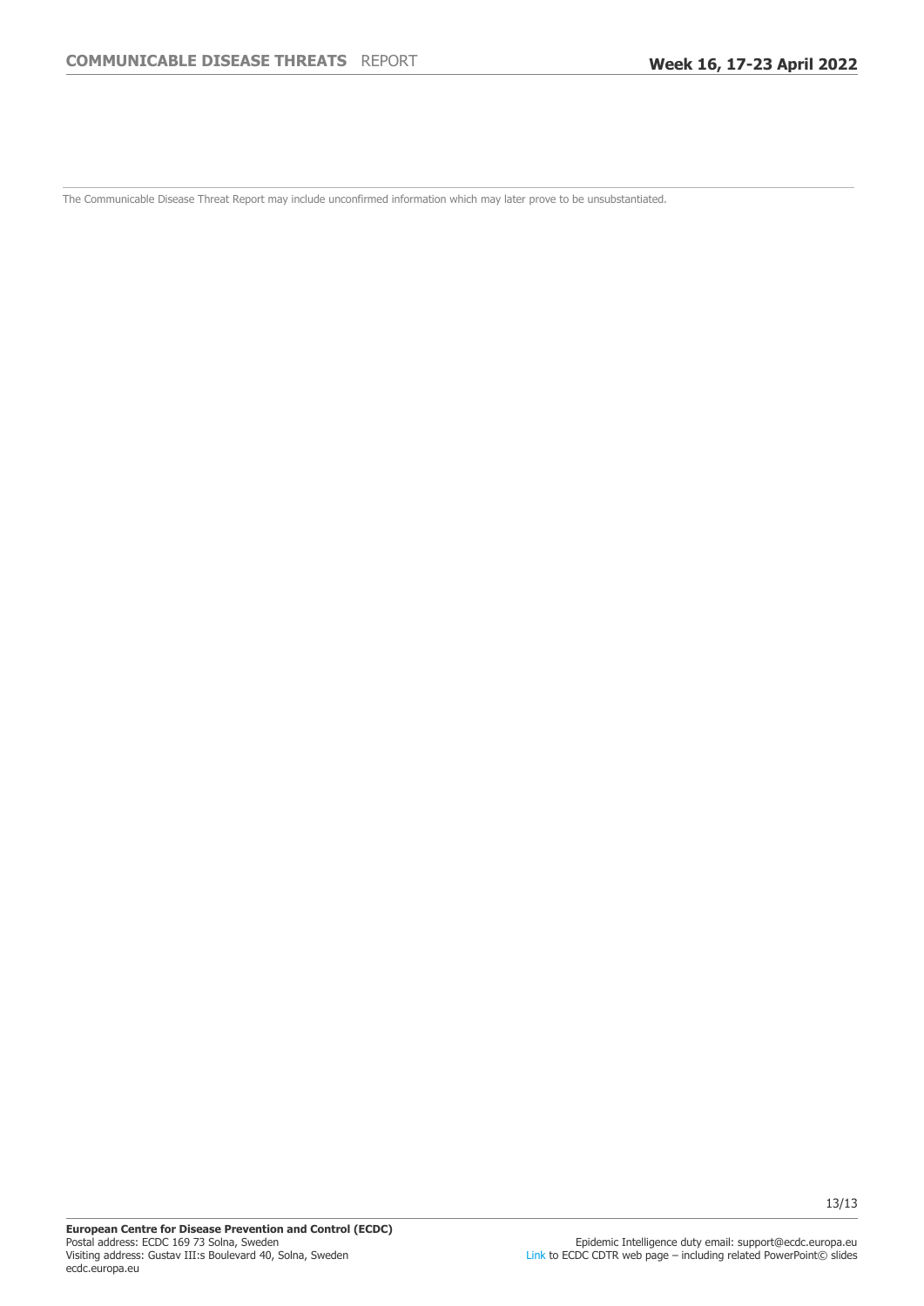The Communicable Disease Threat Report may include unconfirmed information which may later prove to be unsubstantiated.

**European Centre for Disease Prevention and Control (ECDC)**
Postal address: ECDC 169 73 Solna, Sweden
Visiting address: Gustav III:s Boulevard 40, Solna, Sweden
ecdc.europa.eu

Epidemic Intelligence duty email: support@ecdc.europa.eu
Link to ECDC CDTR web page – including related PowerPoint© slides